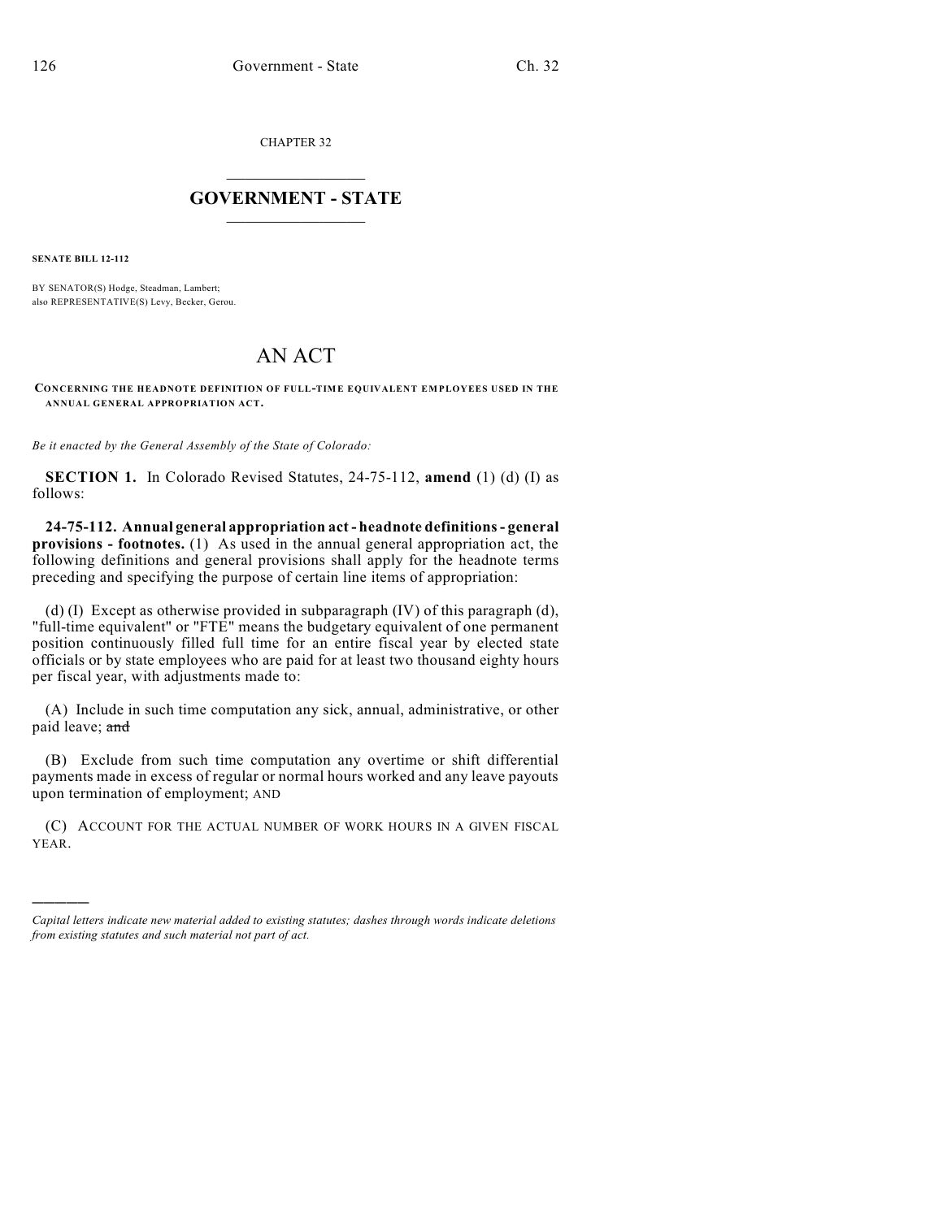CHAPTER 32

# GOVERNMENT - STATE

**SENATE BILL 12-112**

BY SENATOR(S) Hodge, Steadman, Lambert;
also REPRESENTATIVE(S) Levy, Becker, Gerou.

# AN ACT

**CONCERNING THE HEADNOTE DEFINITION OF FULL-TIME EQUIVALENT EMPLOYEES USED IN THE ANNUAL GENERAL APPROPRIATION ACT.**

*Be it enacted by the General Assembly of the State of Colorado:*

**SECTION 1.** In Colorado Revised Statutes, 24-75-112, **amend** (1) (d) (I) as follows:

**24-75-112. Annual general appropriation act - headnote definitions - general provisions - footnotes.** (1) As used in the annual general appropriation act, the following definitions and general provisions shall apply for the headnote terms preceding and specifying the purpose of certain line items of appropriation:

(d) (I) Except as otherwise provided in subparagraph (IV) of this paragraph (d), "full-time equivalent" or "FTE" means the budgetary equivalent of one permanent position continuously filled full time for an entire fiscal year by elected state officials or by state employees who are paid for at least two thousand eighty hours per fiscal year, with adjustments made to:

(A) Include in such time computation any sick, annual, administrative, or other paid leave; ~~and~~

(B) Exclude from such time computation any overtime or shift differential payments made in excess of regular or normal hours worked and any leave payouts upon termination of employment; AND

(C) ACCOUNT FOR THE ACTUAL NUMBER OF WORK HOURS IN A GIVEN FISCAL YEAR.

---

*Capital letters indicate new material added to existing statutes; dashes through words indicate deletions from existing statutes and such material not part of act.*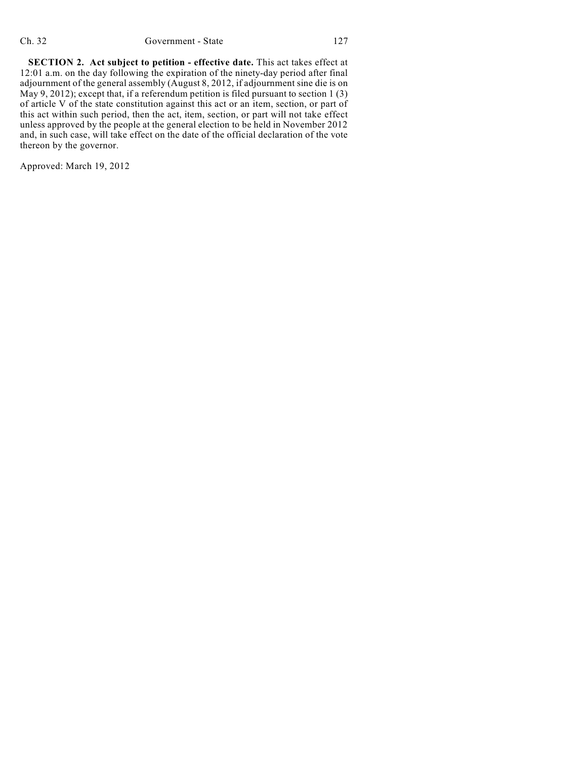**SECTION 2. Act subject to petition - effective date.** This act takes effect at 12:01 a.m. on the day following the expiration of the ninety-day period after final adjournment of the general assembly (August 8, 2012, if adjournment sine die is on May 9, 2012); except that, if a referendum petition is filed pursuant to section 1 (3) of article V of the state constitution against this act or an item, section, or part of this act within such period, then the act, item, section, or part will not take effect unless approved by the people at the general election to be held in November 2012 and, in such case, will take effect on the date of the official declaration of the vote thereon by the governor.

Approved: March 19, 2012